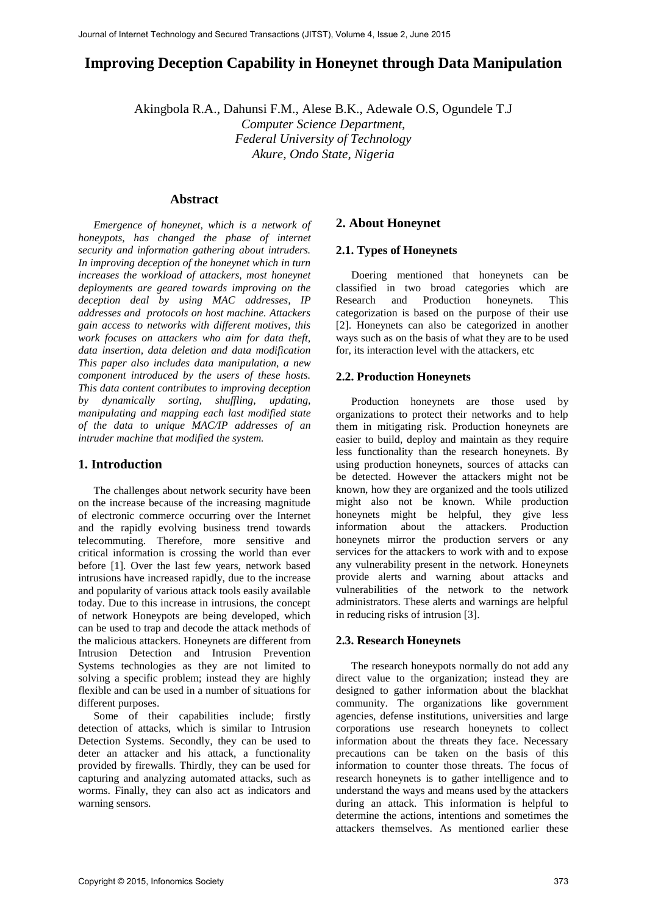# Improving Deception Capability in Honeynet through Data Manipulation

Akingbola R.A., Dahunsi F.M., Alese B.K., Adewale O.S, Ogundele T.J
*Computer Science Department,*
*Federal University of Technology*
*Akure, Ondo State, Nigeria*

## Abstract

*Emergence of honeynet, which is a network of honeypots, has changed the phase of internet security and information gathering about intruders. In improving deception of the honeynet which in turn increases the workload of attackers, most honeynet deployments are geared towards improving on the deception deal by using MAC addresses, IP addresses and protocols on host machine. Attackers gain access to networks with different motives, this work focuses on attackers who aim for data theft, data insertion, data deletion and data modification This paper also includes data manipulation, a new component introduced by the users of these hosts. This data content contributes to improving deception by dynamically sorting, shuffling, updating, manipulating and mapping each last modified state of the data to unique MAC/IP addresses of an intruder machine that modified the system.*

## 1. Introduction

The challenges about network security have been on the increase because of the increasing magnitude of electronic commerce occurring over the Internet and the rapidly evolving business trend towards telecommuting. Therefore, more sensitive and critical information is crossing the world than ever before [1]. Over the last few years, network based intrusions have increased rapidly, due to the increase and popularity of various attack tools easily available today. Due to this increase in intrusions, the concept of network Honeypots are being developed, which can be used to trap and decode the attack methods of the malicious attackers. Honeynets are different from Intrusion Detection and Intrusion Prevention Systems technologies as they are not limited to solving a specific problem; instead they are highly flexible and can be used in a number of situations for different purposes.

Some of their capabilities include; firstly detection of attacks, which is similar to Intrusion Detection Systems. Secondly, they can be used to deter an attacker and his attack, a functionality provided by firewalls. Thirdly, they can be used for capturing and analyzing automated attacks, such as worms. Finally, they can also act as indicators and warning sensors.

## 2. About Honeynet

### 2.1. Types of Honeynets

Doering mentioned that honeynets can be classified in two broad categories which are Research and Production honeynets. This categorization is based on the purpose of their use [2]. Honeynets can also be categorized in another ways such as on the basis of what they are to be used for, its interaction level with the attackers, etc

### 2.2. Production Honeynets

Production honeynets are those used by organizations to protect their networks and to help them in mitigating risk. Production honeynets are easier to build, deploy and maintain as they require less functionality than the research honeynets. By using production honeynets, sources of attacks can be detected. However the attackers might not be known, how they are organized and the tools utilized might also not be known. While production honeynets might be helpful, they give less information about the attackers. Production honeynets mirror the production servers or any services for the attackers to work with and to expose any vulnerability present in the network. Honeynets provide alerts and warning about attacks and vulnerabilities of the network to the network administrators. These alerts and warnings are helpful in reducing risks of intrusion [3].

### 2.3. Research Honeynets

The research honeypots normally do not add any direct value to the organization; instead they are designed to gather information about the blackhat community. The organizations like government agencies, defense institutions, universities and large corporations use research honeynets to collect information about the threats they face. Necessary precautions can be taken on the basis of this information to counter those threats. The focus of research honeynets is to gather intelligence and to understand the ways and means used by the attackers during an attack. This information is helpful to determine the actions, intentions and sometimes the attackers themselves. As mentioned earlier these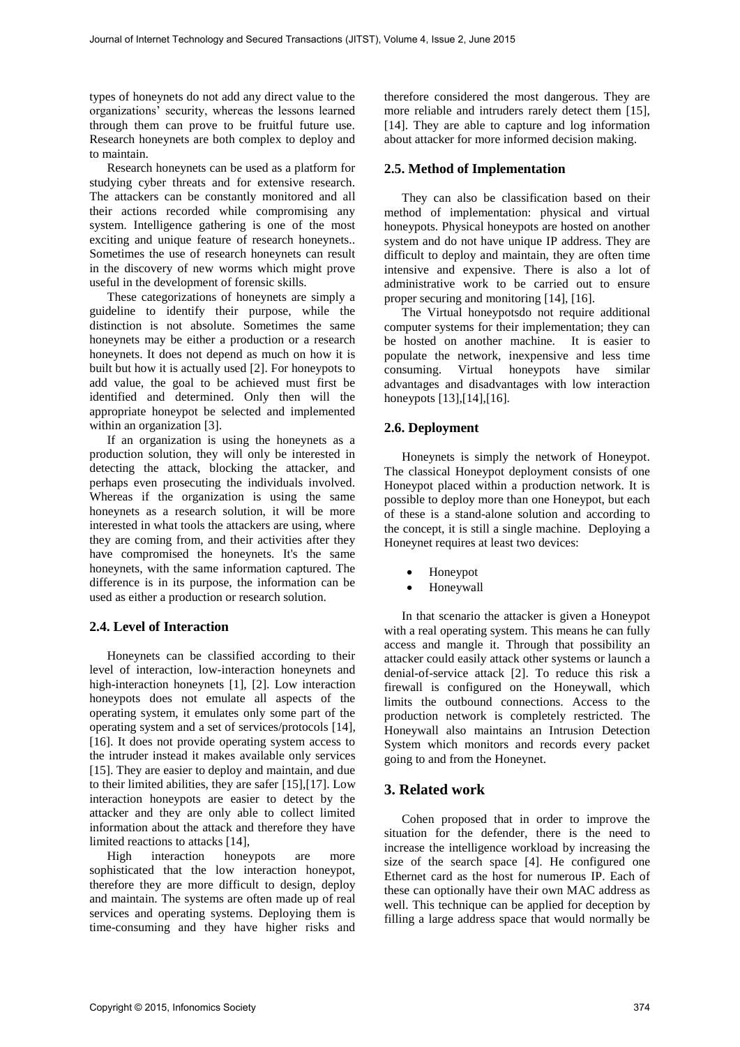types of honeynets do not add any direct value to the organizations' security, whereas the lessons learned through them can prove to be fruitful future use. Research honeynets are both complex to deploy and to maintain.

Research honeynets can be used as a platform for studying cyber threats and for extensive research. The attackers can be constantly monitored and all their actions recorded while compromising any system. Intelligence gathering is one of the most exciting and unique feature of research honeynets.. Sometimes the use of research honeynets can result in the discovery of new worms which might prove useful in the development of forensic skills.

These categorizations of honeynets are simply a guideline to identify their purpose, while the distinction is not absolute. Sometimes the same honeynets may be either a production or a research honeynets. It does not depend as much on how it is built but how it is actually used [2]. For honeypots to add value, the goal to be achieved must first be identified and determined. Only then will the appropriate honeypot be selected and implemented within an organization [3].

If an organization is using the honeynets as a production solution, they will only be interested in detecting the attack, blocking the attacker, and perhaps even prosecuting the individuals involved. Whereas if the organization is using the same honeynets as a research solution, it will be more interested in what tools the attackers are using, where they are coming from, and their activities after they have compromised the honeynets. It's the same honeynets, with the same information captured. The difference is in its purpose, the information can be used as either a production or research solution.

## 2.4. Level of Interaction

Honeynets can be classified according to their level of interaction, low-interaction honeynets and high-interaction honeynets [1], [2]. Low interaction honeypots does not emulate all aspects of the operating system, it emulates only some part of the operating system and a set of services/protocols [14], [16]. It does not provide operating system access to the intruder instead it makes available only services [15]. They are easier to deploy and maintain, and due to their limited abilities, they are safer [15],[17]. Low interaction honeypots are easier to detect by the attacker and they are only able to collect limited information about the attack and therefore they have limited reactions to attacks [14],

High interaction honeypots are more sophisticated that the low interaction honeypot, therefore they are more difficult to design, deploy and maintain. The systems are often made up of real services and operating systems. Deploying them is time-consuming and they have higher risks and therefore considered the most dangerous. They are more reliable and intruders rarely detect them [15], [14]. They are able to capture and log information about attacker for more informed decision making.

## 2.5. Method of Implementation

They can also be classification based on their method of implementation: physical and virtual honeypots. Physical honeypots are hosted on another system and do not have unique IP address. They are difficult to deploy and maintain, they are often time intensive and expensive. There is also a lot of administrative work to be carried out to ensure proper securing and monitoring [14], [16].

The Virtual honeypotsdo not require additional computer systems for their implementation; they can be hosted on another machine. It is easier to populate the network, inexpensive and less time consuming. Virtual honeypots have similar advantages and disadvantages with low interaction honeypots [13],[14],[16].

## 2.6. Deployment

Honeynets is simply the network of Honeypot. The classical Honeypot deployment consists of one Honeypot placed within a production network. It is possible to deploy more than one Honeypot, but each of these is a stand-alone solution and according to the concept, it is still a single machine. Deploying a Honeynet requires at least two devices:

- Honeypot
- Honeywall

In that scenario the attacker is given a Honeypot with a real operating system. This means he can fully access and mangle it. Through that possibility an attacker could easily attack other systems or launch a denial-of-service attack [2]. To reduce this risk a firewall is configured on the Honeywall, which limits the outbound connections. Access to the production network is completely restricted. The Honeywall also maintains an Intrusion Detection System which monitors and records every packet going to and from the Honeynet.

# 3. Related work

Cohen proposed that in order to improve the situation for the defender, there is the need to increase the intelligence workload by increasing the size of the search space [4]. He configured one Ethernet card as the host for numerous IP. Each of these can optionally have their own MAC address as well. This technique can be applied for deception by filling a large address space that would normally be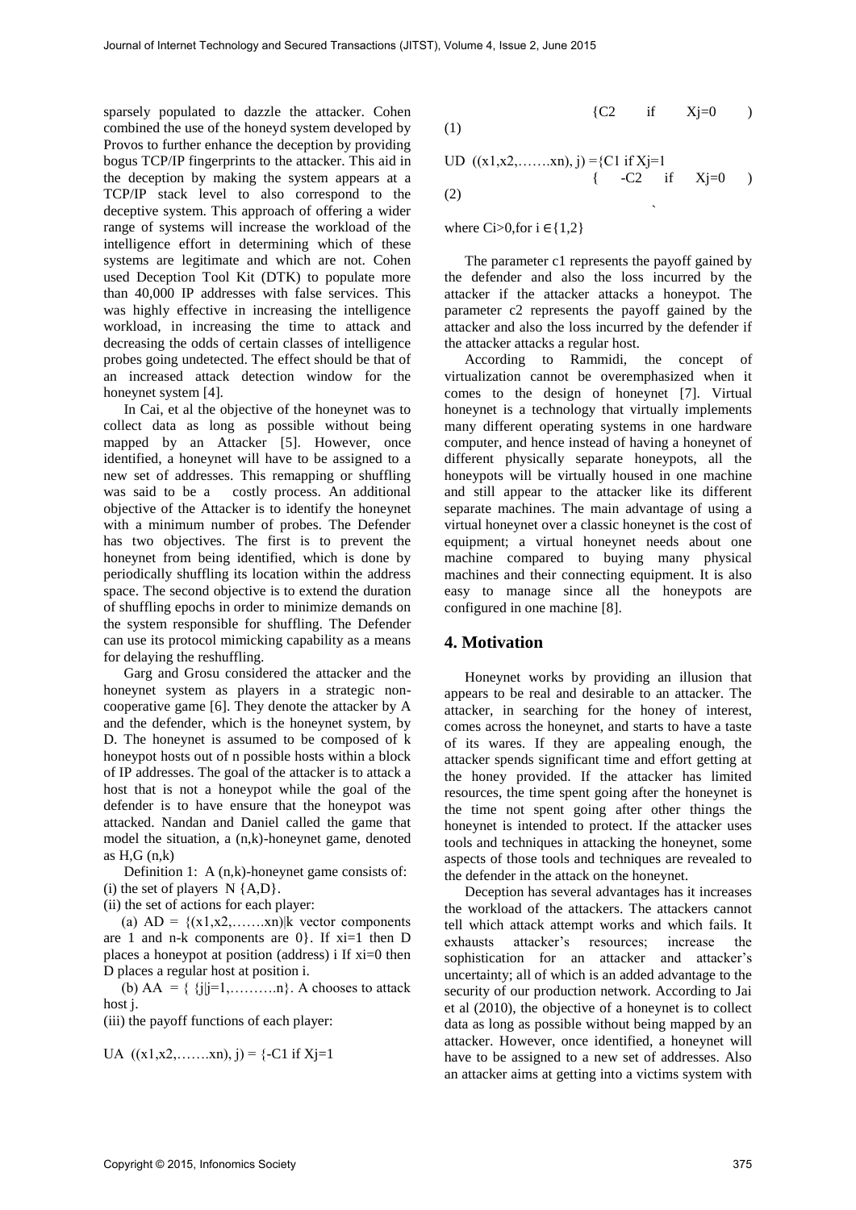sparsely populated to dazzle the attacker. Cohen combined the use of the honeyd system developed by Provos to further enhance the deception by providing bogus TCP/IP fingerprints to the attacker. This aid in the deception by making the system appears at a TCP/IP stack level to also correspond to the deceptive system. This approach of offering a wider range of systems will increase the workload of the intelligence effort in determining which of these systems are legitimate and which are not. Cohen used Deception Tool Kit (DTK) to populate more than 40,000 IP addresses with false services. This was highly effective in increasing the intelligence workload, in increasing the time to attack and decreasing the odds of certain classes of intelligence probes going undetected. The effect should be that of an increased attack detection window for the honeynet system [4].

In Cai, et al the objective of the honeynet was to collect data as long as possible without being mapped by an Attacker [5]. However, once identified, a honeynet will have to be assigned to a new set of addresses. This remapping or shuffling was said to be a costly process. An additional objective of the Attacker is to identify the honeynet with a minimum number of probes. The Defender has two objectives. The first is to prevent the honeynet from being identified, which is done by periodically shuffling its location within the address space. The second objective is to extend the duration of shuffling epochs in order to minimize demands on the system responsible for shuffling. The Defender can use its protocol mimicking capability as a means for delaying the reshuffling.

Garg and Grosu considered the attacker and the honeynet system as players in a strategic non-cooperative game [6]. They denote the attacker by A and the defender, which is the honeynet system, by D. The honeynet is assumed to be composed of k honeypot hosts out of n possible hosts within a block of IP addresses. The goal of the attacker is to attack a host that is not a honeypot while the goal of the defender is to have ensure that the honeypot was attacked. Nandan and Daniel called the game that model the situation, a (n,k)-honeynet game, denoted as H,G (n,k)

Definition 1: A (n,k)-honeynet game consists of:
(i) the set of players N {A,D}.
(ii) the set of actions for each player:

(a) AD = {(x1,x2,…….xn)|k vector components are 1 and n-k components are 0}. If xi=1 then D places a honeypot at position (address) i If xi=0 then D places a regular host at position i.

(b) AA = { {j|j=1,……….n}. A chooses to attack host j.

(iii) the payoff functions of each player:

$$U_A((x_1,x_2,\ldots,x_n), j) = \begin{cases} -C_1 & \text{if } X_j=1 \\ C_2 & \text{if } X_j=0 \end{cases} \quad (1)$$

$$U_D((x_1,x_2,\ldots,x_n), j) = \begin{cases} C_1 & \text{if } X_j=1 \\ -C_2 & \text{if } X_j=0 \end{cases} \quad (2)$$

where $C_i>0$, for $i \in \{1,2\}$

The parameter c1 represents the payoff gained by the defender and also the loss incurred by the attacker if the attacker attacks a honeypot. The parameter c2 represents the payoff gained by the attacker and also the loss incurred by the defender if the attacker attacks a regular host.

According to Rammidi, the concept of virtualization cannot be overemphasized when it comes to the design of honeynet [7]. Virtual honeynet is a technology that virtually implements many different operating systems in one hardware computer, and hence instead of having a honeynet of different physically separate honeypots, all the honeypots will be virtually housed in one machine and still appear to the attacker like its different separate machines. The main advantage of using a virtual honeynet over a classic honeynet is the cost of equipment; a virtual honeynet needs about one machine compared to buying many physical machines and their connecting equipment. It is also easy to manage since all the honeypots are configured in one machine [8].

## 4. Motivation

Honeynet works by providing an illusion that appears to be real and desirable to an attacker. The attacker, in searching for the honey of interest, comes across the honeynet, and starts to have a taste of its wares. If they are appealing enough, the attacker spends significant time and effort getting at the honey provided. If the attacker has limited resources, the time spent going after the honeynet is the time not spent going after other things the honeynet is intended to protect. If the attacker uses tools and techniques in attacking the honeynet, some aspects of those tools and techniques are revealed to the defender in the attack on the honeynet.

Deception has several advantages has it increases the workload of the attackers. The attackers cannot tell which attack attempt works and which fails. It exhausts attacker's resources; increase the sophistication for an attacker and attacker's uncertainty; all of which is an added advantage to the security of our production network. According to Jai et al (2010), the objective of a honeynet is to collect data as long as possible without being mapped by an attacker. However, once identified, a honeynet will have to be assigned to a new set of addresses. Also an attacker aims at getting into a victims system with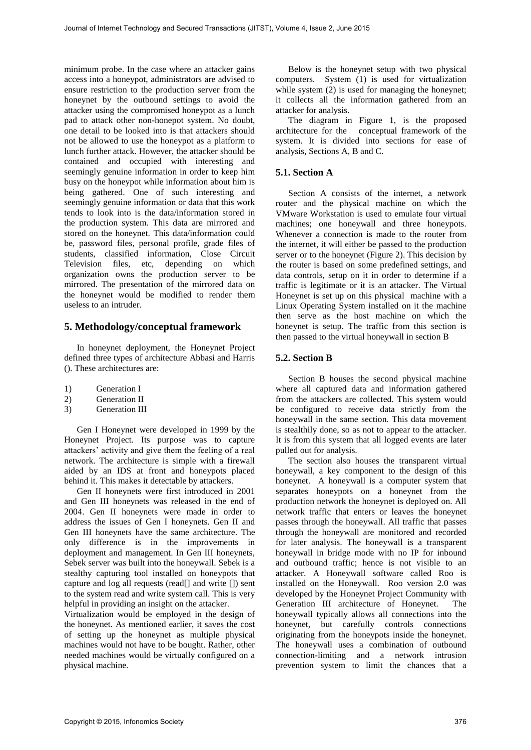minimum probe. In the case where an attacker gains access into a honeypot, administrators are advised to ensure restriction to the production server from the honeynet by the outbound settings to avoid the attacker using the compromised honeypot as a lunch pad to attack other non-honepot system. No doubt, one detail to be looked into is that attackers should not be allowed to use the honeypot as a platform to lunch further attack. However, the attacker should be contained and occupied with interesting and seemingly genuine information in order to keep him busy on the honeypot while information about him is being gathered. One of such interesting and seemingly genuine information or data that this work tends to look into is the data/information stored in the production system. This data are mirrored and stored on the honeynet. This data/information could be, password files, personal profile, grade files of students, classified information, Close Circuit Television files, etc, depending on which organization owns the production server to be mirrored. The presentation of the mirrored data on the honeynet would be modified to render them useless to an intruder.

## 5. Methodology/conceptual framework

In honeynet deployment, the Honeynet Project defined three types of architecture Abbasi and Harris (). These architectures are:

1) Generation I
2) Generation II
3) Generation III

Gen I Honeynet were developed in 1999 by the Honeynet Project. Its purpose was to capture attackers' activity and give them the feeling of a real network. The architecture is simple with a firewall aided by an IDS at front and honeypots placed behind it. This makes it detectable by attackers.

Gen II honeynets were first introduced in 2001 and Gen III honeynets was released in the end of 2004. Gen II honeynets were made in order to address the issues of Gen I honeynets. Gen II and Gen III honeynets have the same architecture. The only difference is in the improvements in deployment and management. In Gen III honeynets, Sebek server was built into the honeywall. Sebek is a stealthy capturing tool installed on honeypots that capture and log all requests (read[] and write []) sent to the system read and write system call. This is very helpful in providing an insight on the attacker.

Virtualization would be employed in the design of the honeynet. As mentioned earlier, it saves the cost of setting up the honeynet as multiple physical machines would not have to be bought. Rather, other needed machines would be virtually configured on a physical machine.

Below is the honeynet setup with two physical computers. System (1) is used for virtualization while system (2) is used for managing the honeynet; it collects all the information gathered from an attacker for analysis.

The diagram in Figure 1, is the proposed architecture for the conceptual framework of the system. It is divided into sections for ease of analysis, Sections A, B and C.

### 5.1. Section A

Section A consists of the internet, a network router and the physical machine on which the VMware Workstation is used to emulate four virtual machines; one honeywall and three honeypots. Whenever a connection is made to the router from the internet, it will either be passed to the production server or to the honeynet (Figure 2). This decision by the router is based on some predefined settings, and data controls, setup on it in order to determine if a traffic is legitimate or it is an attacker. The Virtual Honeynet is set up on this physical machine with a Linux Operating System installed on it the machine then serve as the host machine on which the honeynet is setup. The traffic from this section is then passed to the virtual honeywall in section B

### 5.2. Section B

Section B houses the second physical machine where all captured data and information gathered from the attackers are collected. This system would be configured to receive data strictly from the honeywall in the same section. This data movement is stealthily done, so as not to appear to the attacker. It is from this system that all logged events are later pulled out for analysis.

The section also houses the transparent virtual honeywall, a key component to the design of this honeynet. A honeywall is a computer system that separates honeypots on a honeynet from the production network the honeynet is deployed on. All network traffic that enters or leaves the honeynet passes through the honeywall. All traffic that passes through the honeywall are monitored and recorded for later analysis. The honeywall is a transparent honeywall in bridge mode with no IP for inbound and outbound traffic; hence is not visible to an attacker. A Honeywall software called Roo is installed on the Honeywall. Roo version 2.0 was developed by the Honeynet Project Community with Generation III architecture of Honeynet. The honeywall typically allows all connections into the honeynet, but carefully controls connections originating from the honeypots inside the honeynet. The honeywall uses a combination of outbound connection-limiting and a network intrusion prevention system to limit the chances that a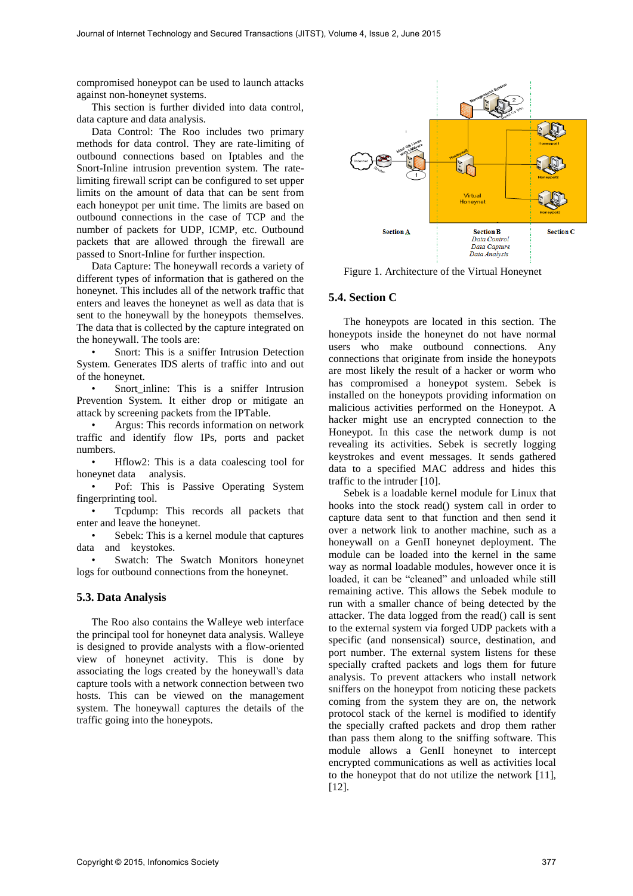compromised honeypot can be used to launch attacks against non-honeynet systems.

This section is further divided into data control, data capture and data analysis.

Data Control: The Roo includes two primary methods for data control. They are rate-limiting of outbound connections based on Iptables and the Snort-Inline intrusion prevention system. The rate-limiting firewall script can be configured to set upper limits on the amount of data that can be sent from each honeypot per unit time. The limits are based on outbound connections in the case of TCP and the number of packets for UDP, ICMP, etc. Outbound packets that are allowed through the firewall are passed to Snort-Inline for further inspection.

Data Capture: The honeywall records a variety of different types of information that is gathered on the honeynet. This includes all of the network traffic that enters and leaves the honeynet as well as data that is sent to the honeywall by the honeypots themselves. The data that is collected by the capture integrated on the honeywall. The tools are:

- Snort: This is a sniffer Intrusion Detection System. Generates IDS alerts of traffic into and out of the honeynet.
- Snort_inline: This is a sniffer Intrusion Prevention System. It either drop or mitigate an attack by screening packets from the IPTable.
- Argus: This records information on network traffic and identify flow IPs, ports and packet numbers.
- Hflow2: This is a data coalescing tool for honeynet data analysis.
- Pof: This is Passive Operating System fingerprinting tool.
- Tcpdump: This records all packets that enter and leave the honeynet.
- Sebek: This is a kernel module that captures data and keystokes.
- Swatch: The Swatch Monitors honeynet logs for outbound connections from the honeynet.

### 5.3. Data Analysis

The Roo also contains the Walleye web interface the principal tool for honeynet data analysis. Walleye is designed to provide analysts with a flow-oriented view of honeynet activity. This is done by associating the logs created by the honeywall's data capture tools with a network connection between two hosts. This can be viewed on the management system. The honeywall captures the details of the traffic going into the honeypots.

Figure 1. Architecture of the Virtual Honeynet

### 5.4. Section C

The honeypots are located in this section. The honeypots inside the honeynet do not have normal users who make outbound connections. Any connections that originate from inside the honeypots are most likely the result of a hacker or worm who has compromised a honeypot system. Sebek is installed on the honeypots providing information on malicious activities performed on the Honeypot. A hacker might use an encrypted connection to the Honeypot. In this case the network dump is not revealing its activities. Sebek is secretly logging keystrokes and event messages. It sends gathered data to a specified MAC address and hides this traffic to the intruder [10].

Sebek is a loadable kernel module for Linux that hooks into the stock read() system call in order to capture data sent to that function and then send it over a network link to another machine, such as a honeywall on a GenII honeynet deployment. The module can be loaded into the kernel in the same way as normal loadable modules, however once it is loaded, it can be "cleaned" and unloaded while still remaining active. This allows the Sebek module to run with a smaller chance of being detected by the attacker. The data logged from the read() call is sent to the external system via forged UDP packets with a specific (and nonsensical) source, destination, and port number. The external system listens for these specially crafted packets and logs them for future analysis. To prevent attackers who install network sniffers on the honeypot from noticing these packets coming from the system they are on, the network protocol stack of the kernel is modified to identify the specially crafted packets and drop them rather than pass them along to the sniffing software. This module allows a GenII honeynet to intercept encrypted communications as well as activities local to the honeypot that do not utilize the network [11], [12].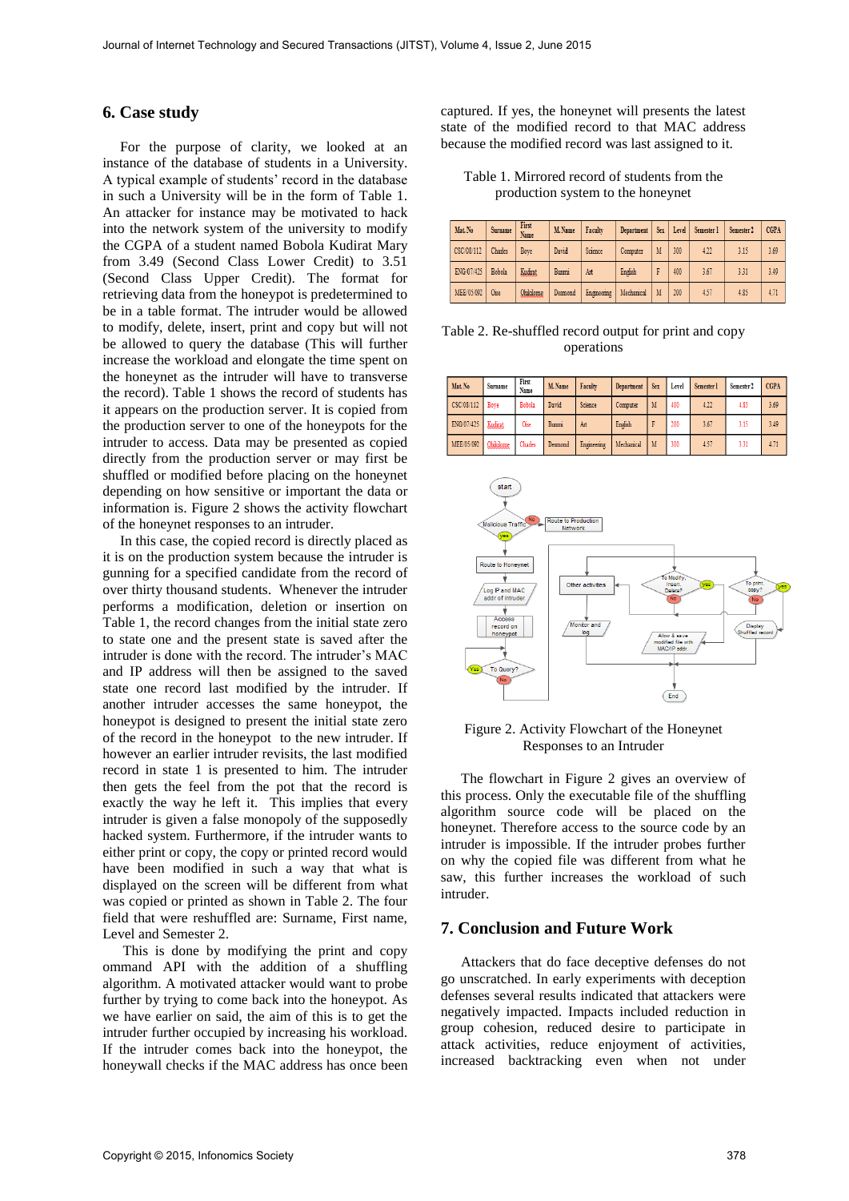## 6. Case study

For the purpose of clarity, we looked at an instance of the database of students in a University. A typical example of students' record in the database in such a University will be in the form of Table 1. An attacker for instance may be motivated to hack into the network system of the university to modify the CGPA of a student named Bobola Kudirat Mary from 3.49 (Second Class Lower Credit) to 3.51 (Second Class Upper Credit). The format for retrieving data from the honeypot is predetermined to be in a table format. The intruder would be allowed to modify, delete, insert, print and copy but will not be allowed to query the database (This will further increase the workload and elongate the time spent on the honeynet as the intruder will have to transverse the record). Table 1 shows the record of students has it appears on the production server. It is copied from the production server to one of the honeypots for the intruder to access. Data may be presented as copied directly from the production server or may first be shuffled or modified before placing on the honeynet depending on how sensitive or important the data or information is. Figure 2 shows the activity flowchart of the honeynet responses to an intruder.

In this case, the copied record is directly placed as it is on the production system because the intruder is gunning for a specified candidate from the record of over thirty thousand students. Whenever the intruder performs a modification, deletion or insertion on Table 1, the record changes from the initial state zero to state one and the present state is saved after the intruder is done with the record. The intruder's MAC and IP address will then be assigned to the saved state one record last modified by the intruder. If another intruder accesses the same honeypot, the honeypot is designed to present the initial state zero of the record in the honeypot to the new intruder. If however an earlier intruder revisits, the last modified record in state 1 is presented to him. The intruder then gets the feel from the pot that the record is exactly the way he left it. This implies that every intruder is given a false monopoly of the supposedly hacked system. Furthermore, if the intruder wants to either print or copy, the copy or printed record would have been modified in such a way that what is displayed on the screen will be different from what was copied or printed as shown in Table 2. The four field that were reshuffled are: Surname, First name, Level and Semester 2.

This is done by modifying the print and copy ommand API with the addition of a shuffling algorithm. A motivated attacker would want to probe further by trying to come back into the honeypot. As we have earlier on said, the aim of this is to get the intruder further occupied by increasing his workload. If the intruder comes back into the honeypot, the honeywall checks if the MAC address has once been captured. If yes, the honeynet will presents the latest state of the modified record to that MAC address because the modified record was last assigned to it.

Table 1. Mirrored record of students from the production system to the honeynet

| Mat. No | Surname | First Name | M. Name | Faculty | Department | Sex | Level | Semester 1 | Semester 2 | CGPA |
|---|---|---|---|---|---|---|---|---|---|---|
| CSC/08/112 | Charles | Boye | David | Science | Computer | M | 300 | 4.22 | 3.15 | 3.69 |
| ENG/07/425 | Bobola | Kudirat | Bunmi | Art | English | F | 400 | 3.67 | 3.31 | 3.49 |
| MEE/05/092 | Ose | Okhikleme | Desmond | Engineering | Mechanical | M | 200 | 4.57 | 4.85 | 4.71 |

Table 2. Re-shuffled record output for print and copy operations

| Mat. No | Surname | First Name | M. Name | Faculty | Department | Sex | Level | Semester 1 | Semester 2 | CGPA |
|---|---|---|---|---|---|---|---|---|---|---|
| CSC/08/112 | Boye | Bobola | David | Science | Computer | M | 400 | 4.22 | 4.85 | 3.69 |
| ENG/07/425 | Kudirat | Ose | Bunmi | Art | English | F | 200 | 3.67 | 3.15 | 3.49 |
| MEE/05/092 | Okhikleme | Charles | Desmond | Engineering | Mechanical | M | 300 | 4.57 | 3.31 | 4.71 |

Figure 2. Activity Flowchart of the Honeynet Responses to an Intruder

The flowchart in Figure 2 gives an overview of this process. Only the executable file of the shuffling algorithm source code will be placed on the honeynet. Therefore access to the source code by an intruder is impossible. If the intruder probes further on why the copied file was different from what he saw, this further increases the workload of such intruder.

## 7. Conclusion and Future Work

Attackers that do face deceptive defenses do not go unscratched. In early experiments with deception defenses several results indicated that attackers were negatively impacted. Impacts included reduction in group cohesion, reduced desire to participate in attack activities, reduce enjoyment of activities, increased backtracking even when not under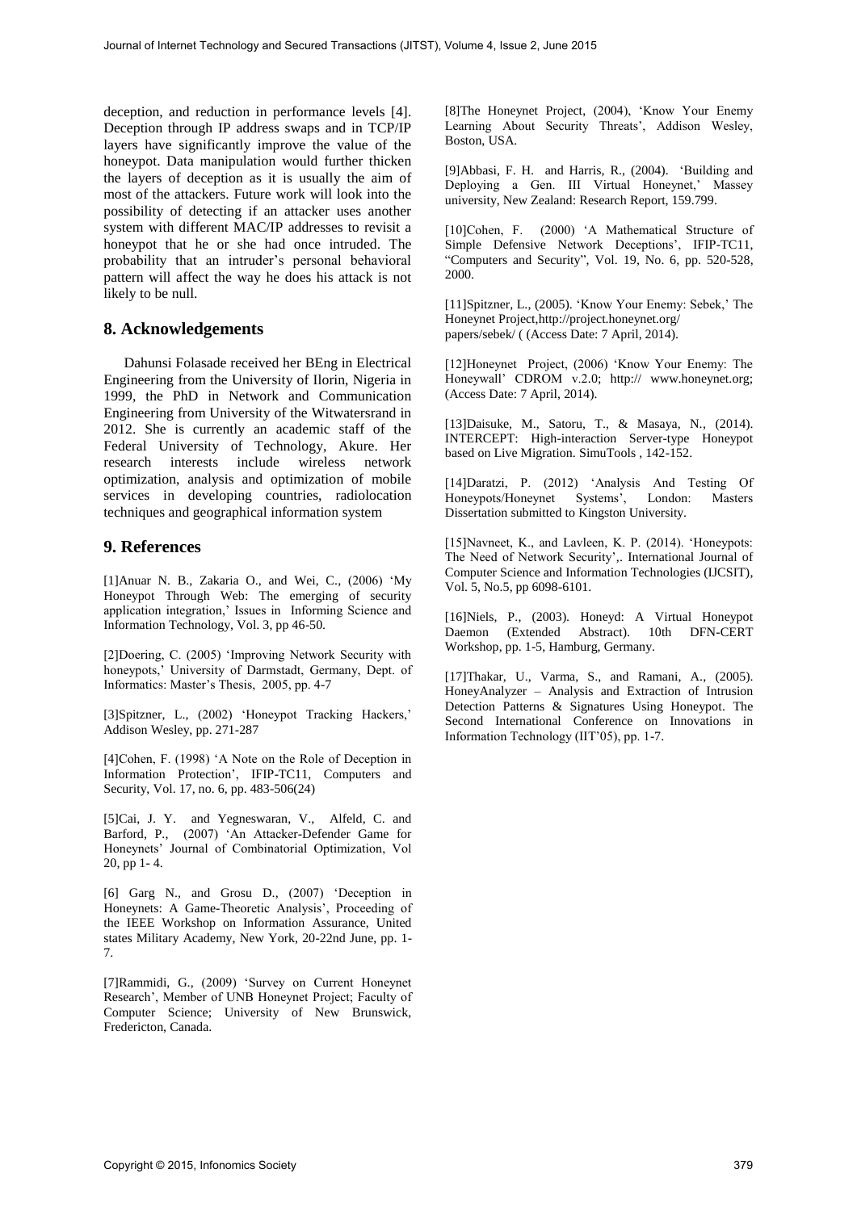deception, and reduction in performance levels [4]. Deception through IP address swaps and in TCP/IP layers have significantly improve the value of the honeypot. Data manipulation would further thicken the layers of deception as it is usually the aim of most of the attackers. Future work will look into the possibility of detecting if an attacker uses another system with different MAC/IP addresses to revisit a honeypot that he or she had once intruded. The probability that an intruder's personal behavioral pattern will affect the way he does his attack is not likely to be null.

## 8. Acknowledgements

Dahunsi Folasade received her BEng in Electrical Engineering from the University of Ilorin, Nigeria in 1999, the PhD in Network and Communication Engineering from University of the Witwatersrand in 2012. She is currently an academic staff of the Federal University of Technology, Akure. Her research interests include wireless network optimization, analysis and optimization of mobile services in developing countries, radiolocation techniques and geographical information system

## 9. References

[1]Anuar N. B., Zakaria O., and Wei, C., (2006) 'My Honeypot Through Web: The emerging of security application integration,' Issues in Informing Science and Information Technology, Vol. 3, pp 46-50.

[2]Doering, C. (2005) 'Improving Network Security with honeypots,' University of Darmstadt, Germany, Dept. of Informatics: Master's Thesis, 2005, pp. 4-7

[3]Spitzner, L., (2002) 'Honeypot Tracking Hackers,' Addison Wesley, pp. 271-287

[4]Cohen, F. (1998) 'A Note on the Role of Deception in Information Protection', IFIP-TC11, Computers and Security, Vol. 17, no. 6, pp. 483-506(24)

[5]Cai, J. Y. and Yegneswaran, V., Alfeld, C. and Barford, P., (2007) 'An Attacker-Defender Game for Honeynets' Journal of Combinatorial Optimization, Vol 20, pp 1- 4.

[6] Garg N., and Grosu D., (2007) 'Deception in Honeynets: A Game-Theoretic Analysis', Proceeding of the IEEE Workshop on Information Assurance, United states Military Academy, New York, 20-22nd June, pp. 1-7.

[7]Rammidi, G., (2009) 'Survey on Current Honeynet Research', Member of UNB Honeynet Project; Faculty of Computer Science; University of New Brunswick, Fredericton, Canada.

[8]The Honeynet Project, (2004), 'Know Your Enemy Learning About Security Threats', Addison Wesley, Boston, USA.

[9]Abbasi, F. H. and Harris, R., (2004). 'Building and Deploying a Gen. III Virtual Honeynet,' Massey university, New Zealand: Research Report, 159.799.

[10]Cohen, F. (2000) 'A Mathematical Structure of Simple Defensive Network Deceptions', IFIP-TC11, "Computers and Security", Vol. 19, No. 6, pp. 520-528, 2000.

[11]Spitzner, L., (2005). 'Know Your Enemy: Sebek,' The Honeynet Project,http://project.honeynet.org/ papers/sebek/ ( (Access Date: 7 April, 2014).

[12]Honeynet Project, (2006) 'Know Your Enemy: The Honeywall' CDROM v.2.0; http:// www.honeynet.org; (Access Date: 7 April, 2014).

[13]Daisuke, M., Satoru, T., & Masaya, N., (2014). INTERCEPT: High-interaction Server-type Honeypot based on Live Migration. SimuTools , 142-152.

[14]Daratzi, P. (2012) 'Analysis And Testing Of Honeypots/Honeynet Systems', London: Masters Dissertation submitted to Kingston University.

[15]Navneet, K., and Lavleen, K. P. (2014). 'Honeypots: The Need of Network Security',. International Journal of Computer Science and Information Technologies (IJCSIT), Vol. 5, No.5, pp 6098-6101.

[16]Niels, P., (2003). Honeyd: A Virtual Honeypot Daemon (Extended Abstract). 10th DFN-CERT Workshop, pp. 1-5, Hamburg, Germany.

[17]Thakar, U., Varma, S., and Ramani, A., (2005). HoneyAnalyzer – Analysis and Extraction of Intrusion Detection Patterns & Signatures Using Honeypot. The Second International Conference on Innovations in Information Technology (IIT'05), pp. 1-7.